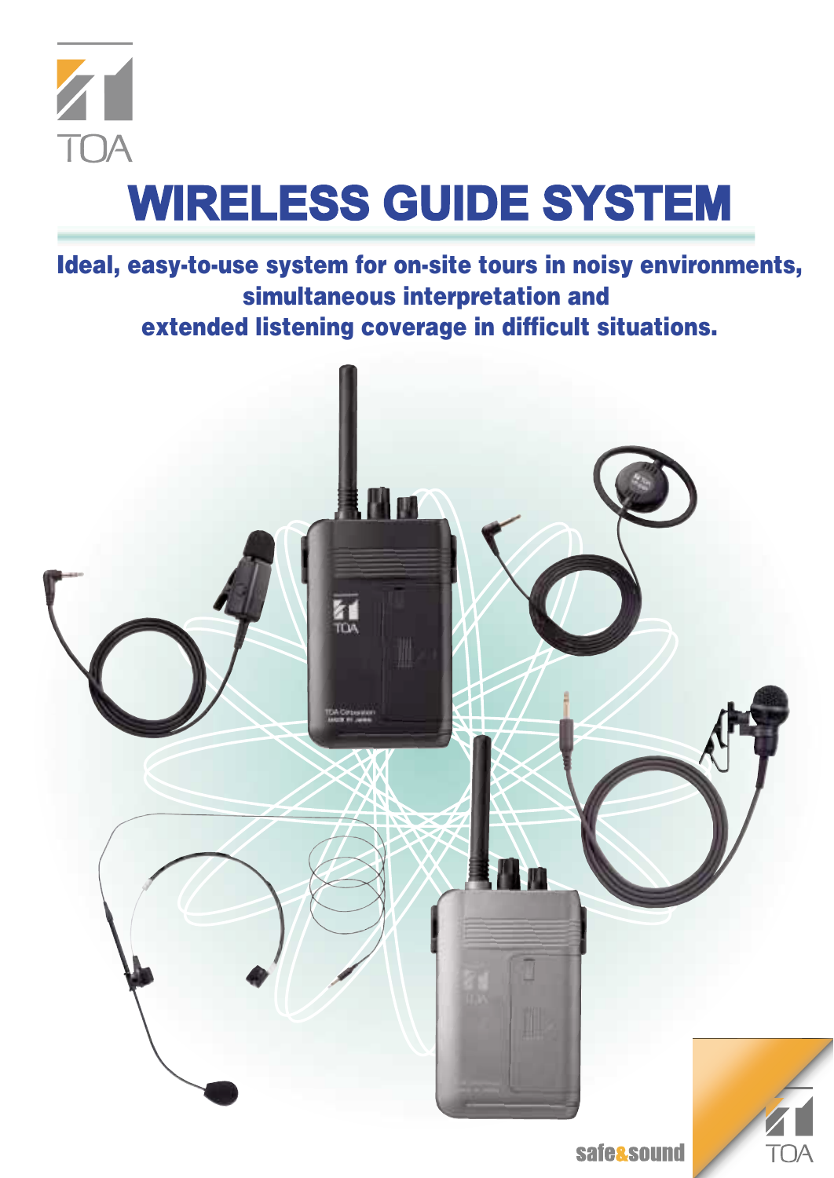TOA

# WIRELESS GUIDE SYSTEM

**Ideal, easy-to-use system for on-site tours in noisy environments, simultaneous interpretation and extended listening coverage in difficult situations.**

safe&sound

TOA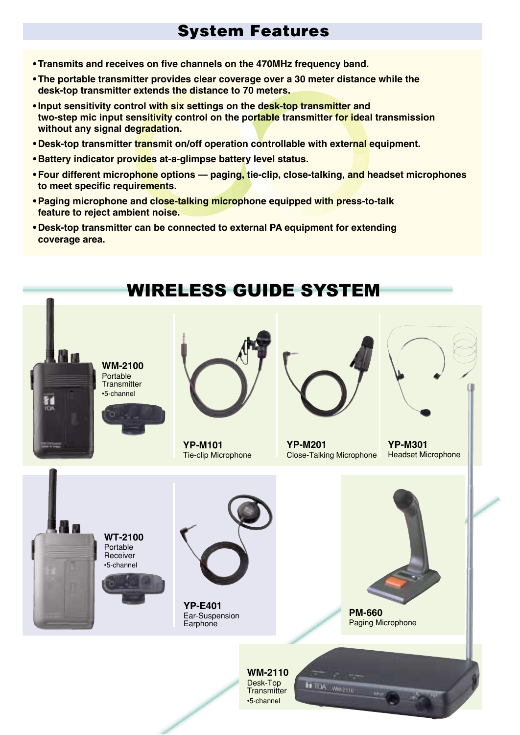## System Features

- Transmits and receives on five channels on the 470MHz frequency band.
- The portable transmitter provides clear coverage over a 30 meter distance while the desk-top transmitter extends the distance to 70 meters.
- Input sensitivity control with six settings on the desk-top transmitter and two-step mic input sensitivity control on the portable transmitter for ideal transmission without any signal degradation.
- Desk-top transmitter transmit on/off operation controllable with external equipment.
- Battery indicator provides at-a-glimpse battery level status.
- Four different microphone options — paging, tie-clip, close-talking, and headset microphones to meet specific requirements.
- Paging microphone and close-talking microphone equipped with press-to-talk feature to reject ambient noise.
- Desk-top transmitter can be connected to external PA equipment for extending coverage area.

# WIRELESS GUIDE SYSTEM

**WM-2100**
Portable Transmitter
•5-channel

**YP-M101**
Tie-clip Microphone

**YP-M201**
Close-Talking Microphone

**YP-M301**
Headset Microphone

**WT-2100**
Portable Receiver
•5-channel

**YP-E401**
Ear-Suspension Earphone

**PM-660**
Paging Microphone

**WM-2110**
Desk-Top Transmitter
•5-channel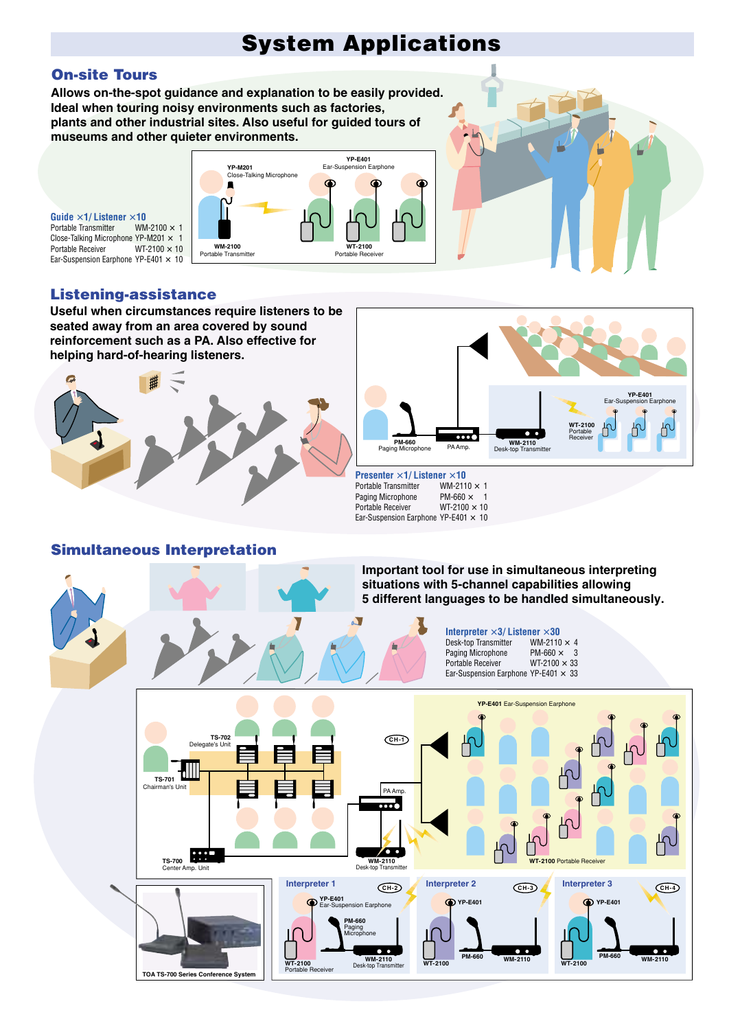# System Applications

## On-site Tours

**Allows on-the-spot guidance and explanation to be easily provided. Ideal when touring noisy environments such as factories, plants and other industrial sites. Also useful for guided tours of museums and other quieter environments.**

**Guide ×1/ Listener ×10**

| | | |
|---|---|---|
| Portable Transmitter | WM-2100 | × 1 |
| Close-Talking Microphone | YP-M201 | × 1 |
| Portable Receiver | WT-2100 | × 10 |
| Ear-Suspension Earphone | YP-E401 | × 10 |

YP-M201 Close-Talking Microphone
YP-E401 Ear-Suspension Earphone
WM-2100 Portable Transmitter
WT-2100 Portable Receiver

## Listening-assistance

**Useful when circumstances require listeners to be seated away from an area covered by sound reinforcement such as a PA. Also effective for helping hard-of-hearing listeners.**

PM-660 Paging Microphone
PA Amp.
WM-2110 Desk-top Transmitter
WT-2100 Portable Receiver
YP-E401 Ear-Suspension Earphone

**Presenter ×1/ Listener ×10**

| | | |
|---|---|---|
| Portable Transmitter | WM-2110 | × 1 |
| Paging Microphone | PM-660 | × 1 |
| Portable Receiver | WT-2100 | × 10 |
| Ear-Suspension Earphone | YP-E401 | × 10 |

## Simultaneous Interpretation

**Important tool for use in simultaneous interpreting situations with 5-channel capabilities allowing 5 different languages to be handled simultaneously.**

**Interpreter ×3/ Listener ×30**

| | | |
|---|---|---|
| Desk-top Transmitter | WM-2110 | × 4 |
| Paging Microphone | PM-660 | × 3 |
| Portable Receiver | WT-2100 | × 33 |
| Ear-Suspension Earphone | YP-E401 | × 33 |

TS-702 Delegate's Unit
TS-701 Chairman's Unit
TS-700 Center Amp. Unit
PA Amp.
WM-2110 Desk-top Transmitter
CH-1
YP-E401 Ear-Suspension Earphone
WT-2100 Portable Receiver

Interpreter 1 (CH-2): YP-E401 Ear-Suspension Earphone, PM-660 Paging Microphone, WM-2110 Desk-top Transmitter, WT-2100 Portable Receiver

Interpreter 2 (CH-3): YP-E401, PM-660, WM-2110, WT-2100

Interpreter 3 (CH-4): YP-E401, PM-660, WM-2110, WT-2100

TOA TS-700 Series Conference System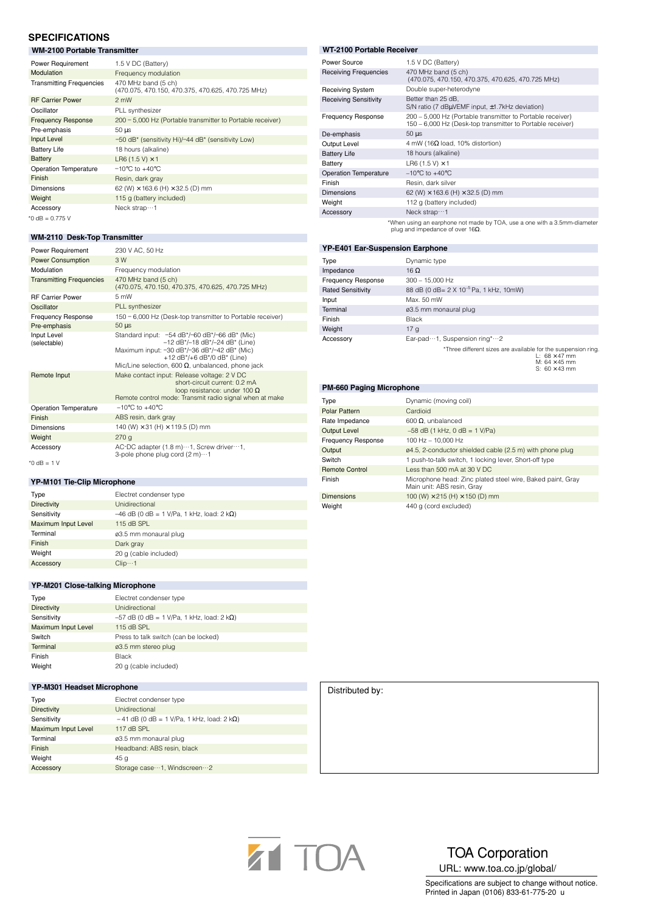## SPECIFICATIONS

### WM-2100 Portable Transmitter

| | |
|---|---|
| Power Requirement | 1.5 V DC (Battery) |
| Modulation | Frequency modulation |
| Transmitting Frequencies | 470 MHz band (5 ch) (470.075, 470.150, 470.375, 470.625, 470.725 MHz) |
| RF Carrier Power | 2 mW |
| Oscillator | PLL synthesizer |
| Frequency Response | 200 – 5,000 Hz (Portable transmitter to Portable receiver) |
| Pre-emphasis | 50 µs |
| Input Level | –50 dB* (sensitivity Hi)/–44 dB* (sensitivity Low) |
| Battery Life | 18 hours (alkaline) |
| Battery | LR6 (1.5 V) ×1 |
| Operation Temperature | –10℃ to +40℃ |
| Finish | Resin, dark gray |
| Dimensions | 62 (W) × 163.6 (H) × 32.5 (D) mm |
| Weight | 115 g (battery included) |
| Accessory | Neck strap···1 |

*0 dB = 0.775 V

### WM-2110 Desk-Top Transmitter

| | |
|---|---|
| Power Requirement | 230 V AC, 50 Hz |
| Power Consumption | 3 W |
| Modulation | Frequency modulation |
| Transmitting Frequencies | 470 MHz band (5 ch) (470.075, 470.150, 470.375, 470.625, 470.725 MHz) |
| RF Carrier Power | 5 mW |
| Oscillator | PLL synthesizer |
| Frequency Response | 150 – 6,000 Hz (Desk-top transmitter to Portable receiver) |
| Pre-emphasis | 50 µs |
| Input Level (selectable) | Standard input: –54 dB*/–60 dB*/–66 dB* (Mic) –12 dB*/–18 dB*/–24 dB* (Line) Maximum input: –30 dB*/–36 dB*/–42 dB* (Mic) +12 dB*/+6 dB*/0 dB* (Line) Mic/Line selection, 600 Ω, unbalanced, phone jack |
| Remote Input | Make contact input: Release voltage: 2 V DC short-circuit current: 0.2 mA loop resistance: under 100 Ω Remote control mode: Transmit radio signal when at make |
| Operation Temperature | –10℃ to +40℃ |
| Finish | ABS resin, dark gray |
| Dimensions | 140 (W) × 31 (H) × 119.5 (D) mm |
| Weight | 270 g |
| Accessory | AC-DC adapter (1.8 m)···1, Screw driver···1, 3-pole phone plug cord (2 m)···1 |

*0 dB = 1 V

### YP-M101 Tie-Clip Microphone

| | |
|---|---|
| Type | Electret condenser type |
| Directivity | Unidirectional |
| Sensitivity | –46 dB (0 dB = 1 V/Pa, 1 kHz, load: 2 kΩ) |
| Maximum Input Level | 115 dB SPL |
| Terminal | ø3.5 mm monaural plug |
| Finish | Dark gray |
| Weight | 20 g (cable included) |
| Accessory | Clip···1 |

### YP-M201 Close-talking Microphone

| | |
|---|---|
| Type | Electret condenser type |
| Directivity | Unidirectional |
| Sensitivity | –57 dB (0 dB = 1 V/Pa, 1 kHz, load: 2 kΩ) |
| Maximum Input Level | 115 dB SPL |
| Switch | Press to talk switch (can be locked) |
| Terminal | ø3.5 mm stereo plug |
| Finish | Black |
| Weight | 20 g (cable included) |

### YP-M301 Headset Microphone

| | |
|---|---|
| Type | Electret condenser type |
| Directivity | Unidirectional |
| Sensitivity | –41 dB (0 dB = 1 V/Pa, 1 kHz, load: 2 kΩ) |
| Maximum Input Level | 117 dB SPL |
| Terminal | ø3.5 mm monaural plug |
| Finish | Headband: ABS resin, black |
| Weight | 45 g |
| Accessory | Storage case···1, Windscreen···2 |

### WT-2100 Portable Receiver

| | |
|---|---|
| Power Source | 1.5 V DC (Battery) |
| Receiving Frequencies | 470 MHz band (5 ch) (470.075, 470.150, 470.375, 470.625, 470.725 MHz) |
| Receiving System | Double super-heterodyne |
| Receiving Sensitivity | Better than 25 dB, S/N ratio (7 dBµVEMF input, ±1.7kHz deviation) |
| Frequency Response | 200 – 5,000 Hz (Portable transmitter to Portable receiver) 150 – 6,000 Hz (Desk-top transmitter to Portable receiver) |
| De-emphasis | 50 µs |
| Output Level | 4 mW (16Ω load, 10% distortion) |
| Battery Life | 18 hours (alkaline) |
| Battery | LR6 (1.5 V) ×1 |
| Operation Temperature | –10℃ to +40℃ |
| Finish | Resin, dark silver |
| Dimensions | 62 (W) × 163.6 (H) × 32.5 (D) mm |
| Weight | 112 g (battery included) |
| Accessory | Neck strap···1 |

*When using an earphone not made by TOA, use a one with a 3.5mm-diameter plug and impedance of over 16Ω.

### YP-E401 Ear-Suspension Earphone

| | |
|---|---|
| Type | Dynamic type |
| Impedance | 16 Ω |
| Frequency Response | 300 – 15,000 Hz |
| Rated Sensitivity | 88 dB (0 dB= 2 X $10^{-5}$ Pa, 1 kHz, 10mW) |
| Input | Max. 50 mW |
| Terminal | ø3.5 mm monaural plug |
| Finish | Black |
| Weight | 17 g |
| Accessory | Ear-pad···1, Suspension ring*···2 |

*Three different sizes are available for the suspension ring.
L: 68 ×47 mm
M: 64 ×45 mm
S: 60 ×43 mm

### PM-660 Paging Microphone

| | |
|---|---|
| Type | Dynamic (moving coil) |
| Polar Pattern | Cardioid |
| Rate Impedance | 600 Ω, unbalanced |
| Output Level | –58 dB (1 kHz, 0 dB = 1 V/Pa) |
| Frequency Response | 100 Hz – 10,000 Hz |
| Output | ø4.5, 2-conductor shielded cable (2.5 m) with phone plug |
| Switch | 1 push-to-talk switch, 1 locking lever, Short-off type |
| Remote Control | Less than 500 mA at 30 V DC |
| Finish | Microphone head: Zinc plated steel wire, Baked paint, Gray Main unit: ABS resin, Gray |
| Dimensions | 100 (W) ×215 (H) ×150 (D) mm |
| Weight | 440 g (cord excluded) |

Distributed by:

TOA

TOA Corporation
URL: www.toa.co.jp/global/

Specifications are subject to change without notice.
Printed in Japan (0106) 833-61-775-20 u